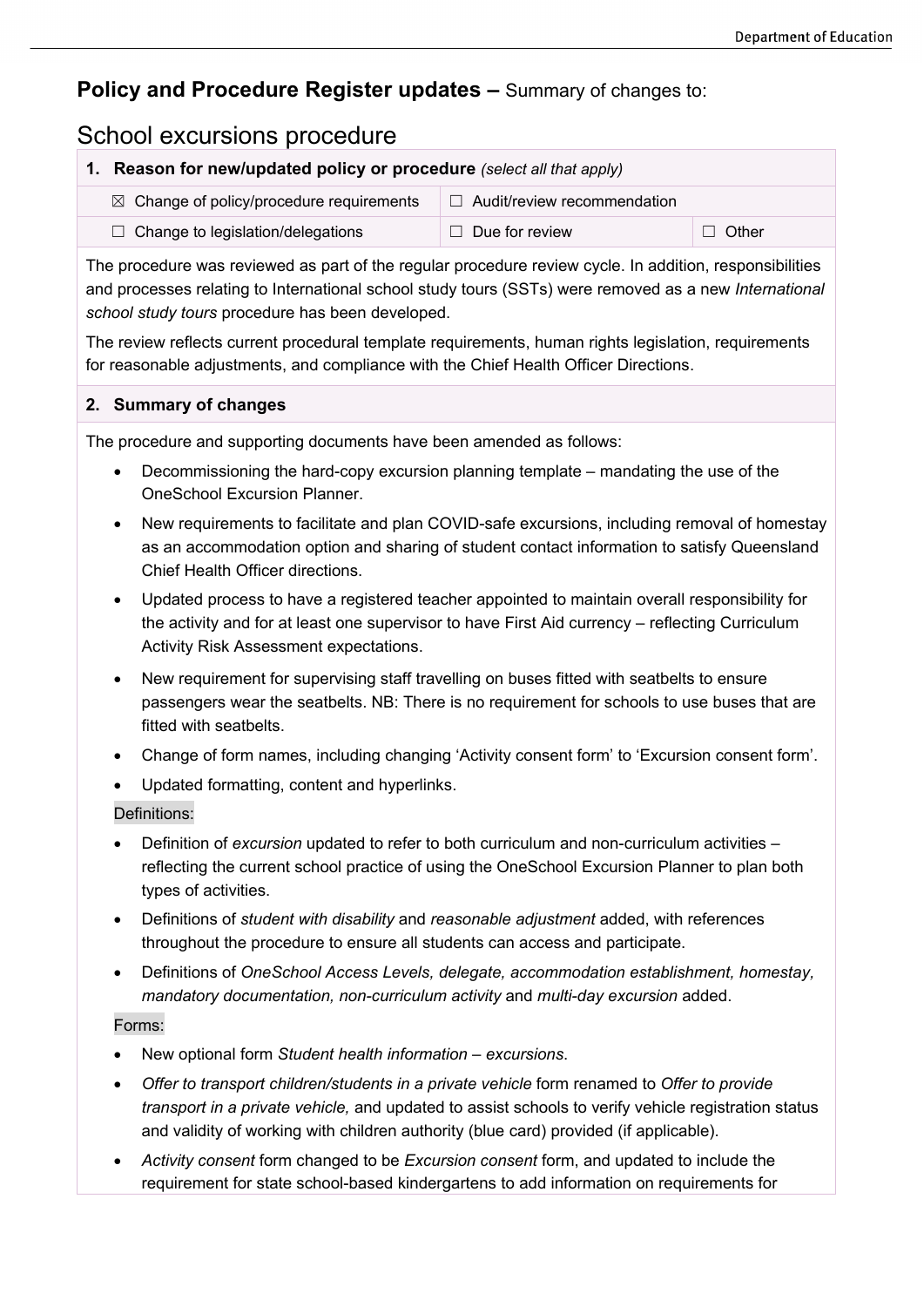**Policy and Procedure Register updates –** Summary of changes to:

# School excursions procedure

| **1. Reason for new/updated policy or procedure** *(select all that apply)* | | |
|---|---|---|
| ☒ Change of policy/procedure requirements | ☐ Audit/review recommendation | |
| ☐ Change to legislation/delegations | ☐ Due for review | ☐ Other |

The procedure was reviewed as part of the regular procedure review cycle. In addition, responsibilities and processes relating to International school study tours (SSTs) were removed as a new *International school study tours* procedure has been developed.

The review reflects current procedural template requirements, human rights legislation, requirements for reasonable adjustments, and compliance with the Chief Health Officer Directions.

## 2. Summary of changes

The procedure and supporting documents have been amended as follows:

- Decommissioning the hard-copy excursion planning template – mandating the use of the OneSchool Excursion Planner.
- New requirements to facilitate and plan COVID-safe excursions, including removal of homestay as an accommodation option and sharing of student contact information to satisfy Queensland Chief Health Officer directions.
- Updated process to have a registered teacher appointed to maintain overall responsibility for the activity and for at least one supervisor to have First Aid currency – reflecting Curriculum Activity Risk Assessment expectations.
- New requirement for supervising staff travelling on buses fitted with seatbelts to ensure passengers wear the seatbelts. NB: There is no requirement for schools to use buses that are fitted with seatbelts.
- Change of form names, including changing 'Activity consent form' to 'Excursion consent form'.
- Updated formatting, content and hyperlinks.

Definitions:

- Definition of *excursion* updated to refer to both curriculum and non-curriculum activities – reflecting the current school practice of using the OneSchool Excursion Planner to plan both types of activities.
- Definitions of *student with disability* and *reasonable adjustment* added, with references throughout the procedure to ensure all students can access and participate.
- Definitions of *OneSchool Access Levels, delegate, accommodation establishment, homestay, mandatory documentation, non-curriculum activity* and *multi-day excursion* added.

Forms:

- New optional form *Student health information – excursions*.
- *Offer to transport children/students in a private vehicle* form renamed to *Offer to provide transport in a private vehicle,* and updated to assist schools to verify vehicle registration status and validity of working with children authority (blue card) provided (if applicable).
- *Activity consent* form changed to be *Excursion consent* form, and updated to include the requirement for state school-based kindergartens to add information on requirements for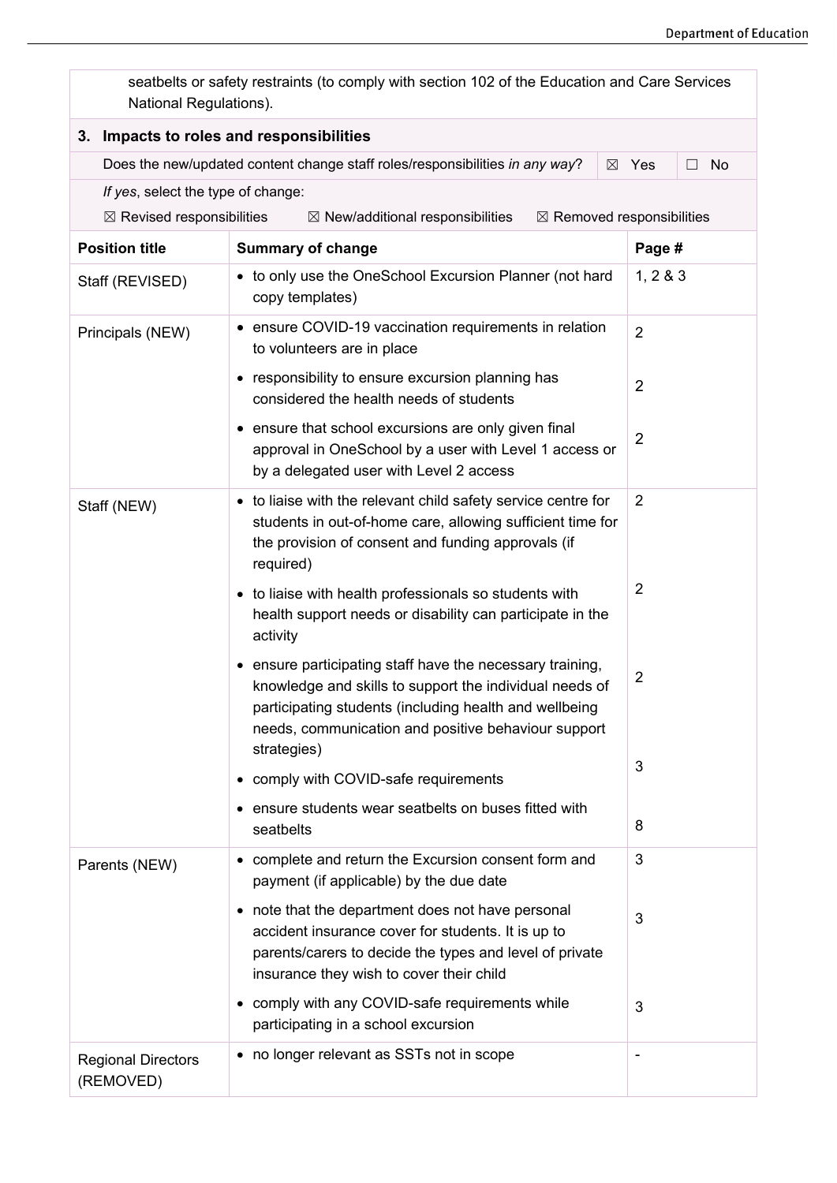seatbelts or safety restraints (to comply with section 102 of the Education and Care Services National Regulations).

## 3. Impacts to roles and responsibilities

Does the new/updated content change staff roles/responsibilities *in any way*? ☒ Yes ☐ No

*If yes*, select the type of change:

☒ Revised responsibilities ☒ New/additional responsibilities ☒ Removed responsibilities

| Position title | Summary of change | Page # |
|---|---|---|
| Staff (REVISED) | • to only use the OneSchool Excursion Planner (not hard copy templates) | 1, 2 & 3 |
| Principals (NEW) | • ensure COVID-19 vaccination requirements in relation to volunteers are in place | 2 |
| | • responsibility to ensure excursion planning has considered the health needs of students | 2 |
| | • ensure that school excursions are only given final approval in OneSchool by a user with Level 1 access or by a delegated user with Level 2 access | 2 |
| Staff (NEW) | • to liaise with the relevant child safety service centre for students in out-of-home care, allowing sufficient time for the provision of consent and funding approvals (if required) | 2 |
| | • to liaise with health professionals so students with health support needs or disability can participate in the activity | 2 |
| | • ensure participating staff have the necessary training, knowledge and skills to support the individual needs of participating students (including health and wellbeing needs, communication and positive behaviour support strategies) | 2 |
| | • comply with COVID-safe requirements | 3 |
| | • ensure students wear seatbelts on buses fitted with seatbelts | 8 |
| Parents (NEW) | • complete and return the Excursion consent form and payment (if applicable) by the due date | 3 |
| | • note that the department does not have personal accident insurance cover for students. It is up to parents/carers to decide the types and level of private insurance they wish to cover their child | 3 |
| | • comply with any COVID-safe requirements while participating in a school excursion | 3 |
| Regional Directors (REMOVED) | • no longer relevant as SSTs not in scope | - |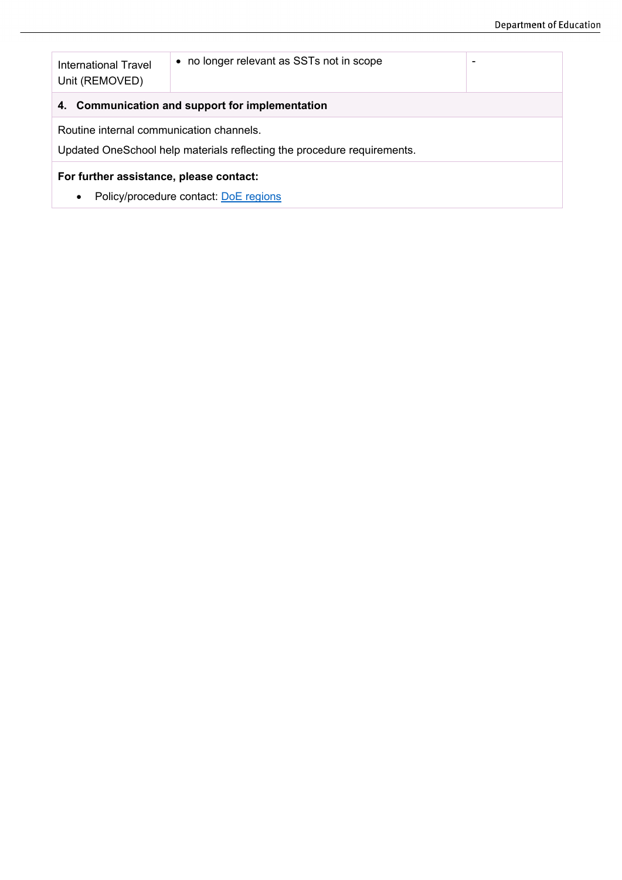| | | |
|---|---|---|
| International Travel Unit (REMOVED) | • no longer relevant as SSTs not in scope | - |

## 4. Communication and support for implementation

Routine internal communication channels.

Updated OneSchool help materials reflecting the procedure requirements.

**For further assistance, please contact:**

- Policy/procedure contact: DoE regions